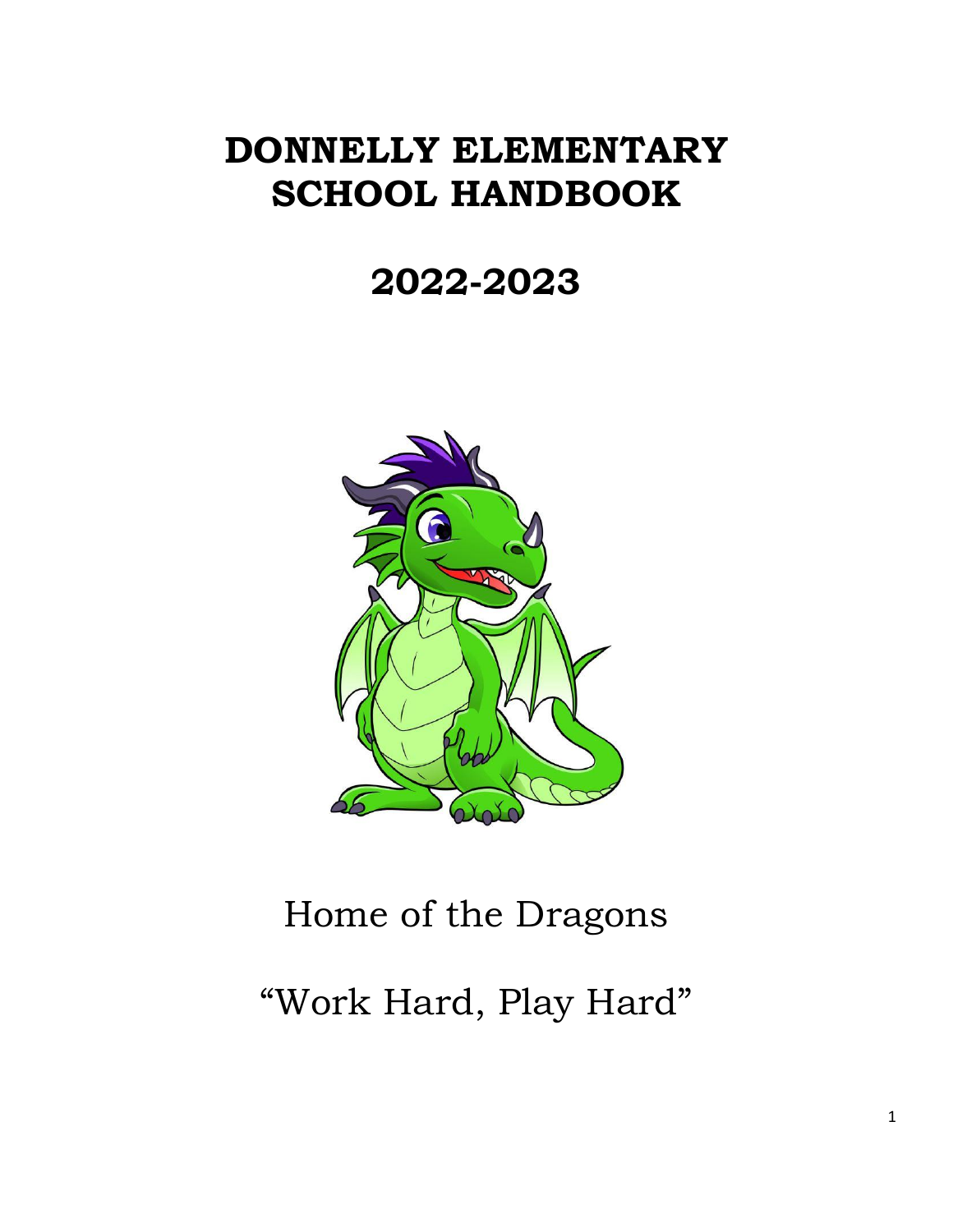# DONNELLY ELEMENTARY SCHOOL HANDBOOK

# 2022-2023

Home of the Dragons

"Work Hard, Play Hard"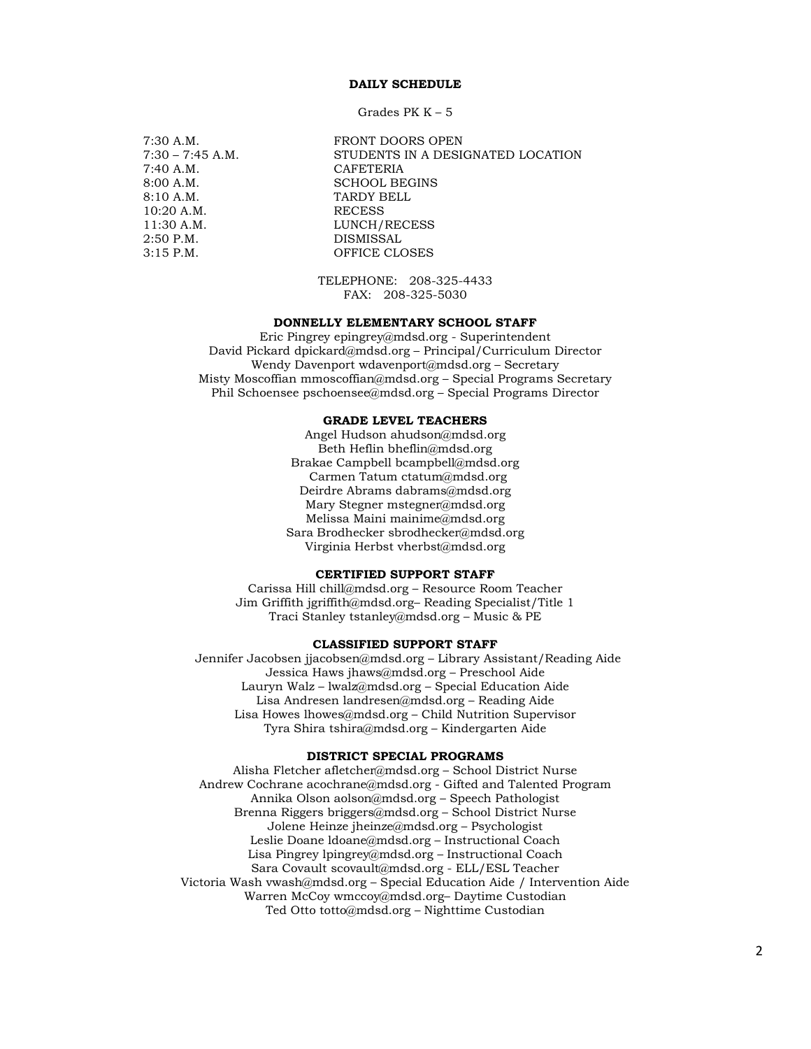## DAILY SCHEDULE

Grades PK K – 5

| | |
|---|---|
| 7:30 A.M. | FRONT DOORS OPEN |
| 7:30 – 7:45 A.M. | STUDENTS IN A DESIGNATED LOCATION |
| 7:40 A.M. | CAFETERIA |
| 8:00 A.M. | SCHOOL BEGINS |
| 8:10 A.M. | TARDY BELL |
| 10:20 A.M. | RECESS |
| 11:30 A.M. | LUNCH/RECESS |
| 2:50 P.M. | DISMISSAL |
| 3:15 P.M. | OFFICE CLOSES |

TELEPHONE: 208-325-4433
FAX: 208-325-5030

### DONNELLY ELEMENTARY SCHOOL STAFF

Eric Pingrey epingrey@mdsd.org - Superintendent
David Pickard dpickard@mdsd.org – Principal/Curriculum Director
Wendy Davenport wdavenport@mdsd.org – Secretary
Misty Moscoffian mmoscoffian@mdsd.org – Special Programs Secretary
Phil Schoensee pschoensee@mdsd.org – Special Programs Director

### GRADE LEVEL TEACHERS

Angel Hudson ahudson@mdsd.org
Beth Heflin bheflin@mdsd.org
Brakae Campbell bcampbell@mdsd.org
Carmen Tatum ctatum@mdsd.org
Deirdre Abrams dabrams@mdsd.org
Mary Stegner mstegner@mdsd.org
Melissa Maini mainime@mdsd.org
Sara Brodhecker sbrodhecker@mdsd.org
Virginia Herbst vherbst@mdsd.org

### CERTIFIED SUPPORT STAFF

Carissa Hill chill@mdsd.org – Resource Room Teacher
Jim Griffith jgriffith@mdsd.org– Reading Specialist/Title 1
Traci Stanley tstanley@mdsd.org – Music & PE

### CLASSIFIED SUPPORT STAFF

Jennifer Jacobsen jjacobsen@mdsd.org – Library Assistant/Reading Aide
Jessica Haws jhaws@mdsd.org – Preschool Aide
Lauryn Walz – lwalz@mdsd.org – Special Education Aide
Lisa Andresen landresen@mdsd.org – Reading Aide
Lisa Howes lhowes@mdsd.org – Child Nutrition Supervisor
Tyra Shira tshira@mdsd.org – Kindergarten Aide

### DISTRICT SPECIAL PROGRAMS

Alisha Fletcher afletcher@mdsd.org – School District Nurse
Andrew Cochrane acochrane@mdsd.org - Gifted and Talented Program
Annika Olson aolson@mdsd.org – Speech Pathologist
Brenna Riggers briggers@mdsd.org – School District Nurse
Jolene Heinze jheinze@mdsd.org – Psychologist
Leslie Doane ldoane@mdsd.org – Instructional Coach
Lisa Pingrey lpingrey@mdsd.org – Instructional Coach
Sara Covault scovault@mdsd.org - ELL/ESL Teacher
Victoria Wash vwash@mdsd.org – Special Education Aide / Intervention Aide
Warren McCoy wmccoy@mdsd.org– Daytime Custodian
Ted Otto totto@mdsd.org – Nighttime Custodian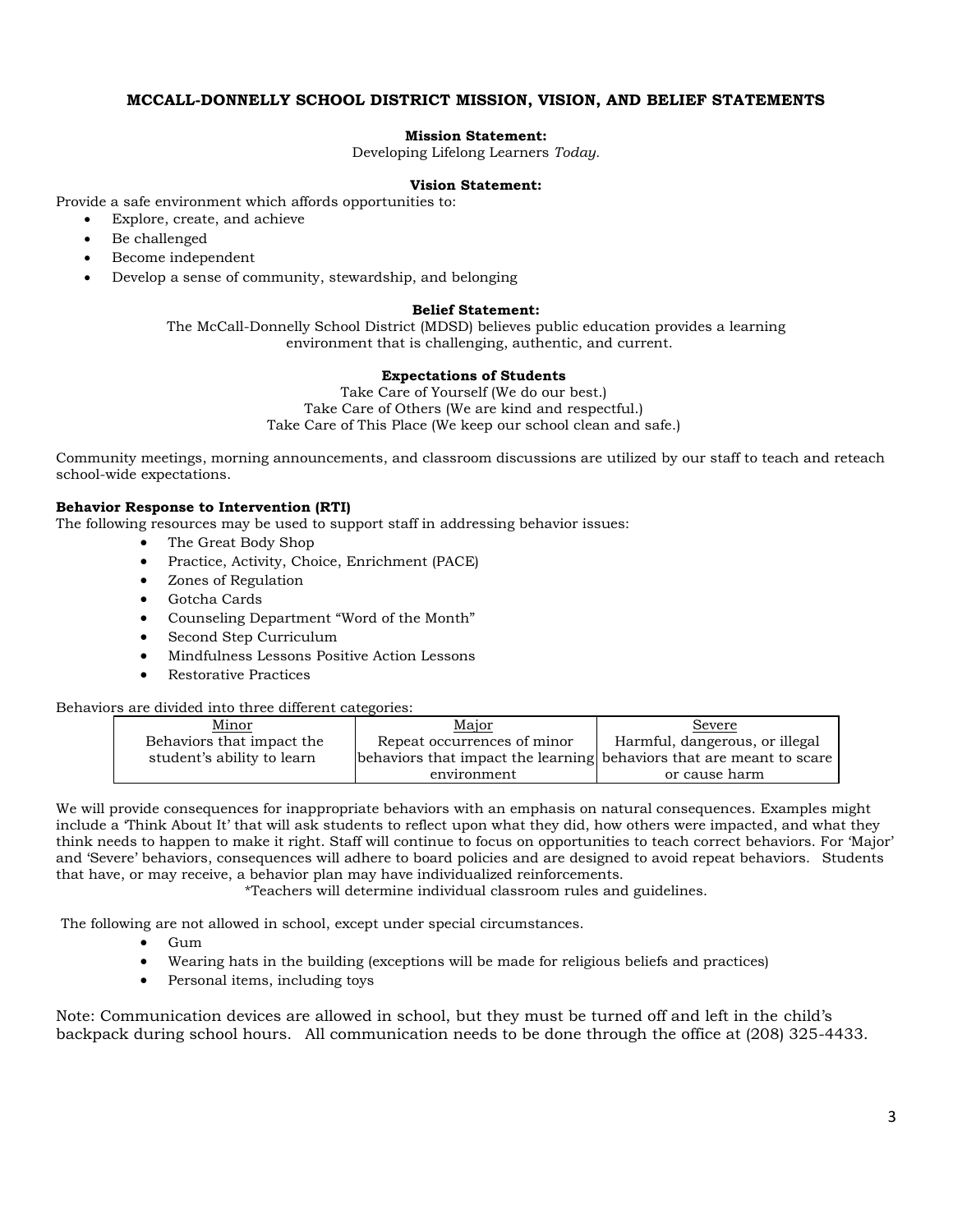## MCCALL-DONNELLY SCHOOL DISTRICT MISSION, VISION, AND BELIEF STATEMENTS

**Mission Statement:**

Developing Lifelong Learners *Today.*

**Vision Statement:**

Provide a safe environment which affords opportunities to:

- Explore, create, and achieve
- Be challenged
- Become independent
- Develop a sense of community, stewardship, and belonging

**Belief Statement:**

The McCall-Donnelly School District (MDSD) believes public education provides a learning environment that is challenging, authentic, and current.

**Expectations of Students**

Take Care of Yourself (We do our best.)
Take Care of Others (We are kind and respectful.)
Take Care of This Place (We keep our school clean and safe.)

Community meetings, morning announcements, and classroom discussions are utilized by our staff to teach and reteach school-wide expectations.

**Behavior Response to Intervention (RTI)**

The following resources may be used to support staff in addressing behavior issues:

- The Great Body Shop
- Practice, Activity, Choice, Enrichment (PACE)
- Zones of Regulation
- Gotcha Cards
- Counseling Department "Word of the Month"
- Second Step Curriculum
- Mindfulness Lessons Positive Action Lessons
- Restorative Practices

Behaviors are divided into three different categories:

| Minor | Major | Severe |
|---|---|---|
| Behaviors that impact the student's ability to learn | Repeat occurrences of minor behaviors that impact the learning environment | Harmful, dangerous, or illegal behaviors that are meant to scare or cause harm |

We will provide consequences for inappropriate behaviors with an emphasis on natural consequences. Examples might include a 'Think About It' that will ask students to reflect upon what they did, how others were impacted, and what they think needs to happen to make it right. Staff will continue to focus on opportunities to teach correct behaviors. For 'Major' and 'Severe' behaviors, consequences will adhere to board policies and are designed to avoid repeat behaviors. Students that have, or may receive, a behavior plan may have individualized reinforcements.

*Teachers will determine individual classroom rules and guidelines.

The following are not allowed in school, except under special circumstances.

- Gum
- Wearing hats in the building (exceptions will be made for religious beliefs and practices)
- Personal items, including toys

Note: Communication devices are allowed in school, but they must be turned off and left in the child's backpack during school hours. All communication needs to be done through the office at (208) 325-4433.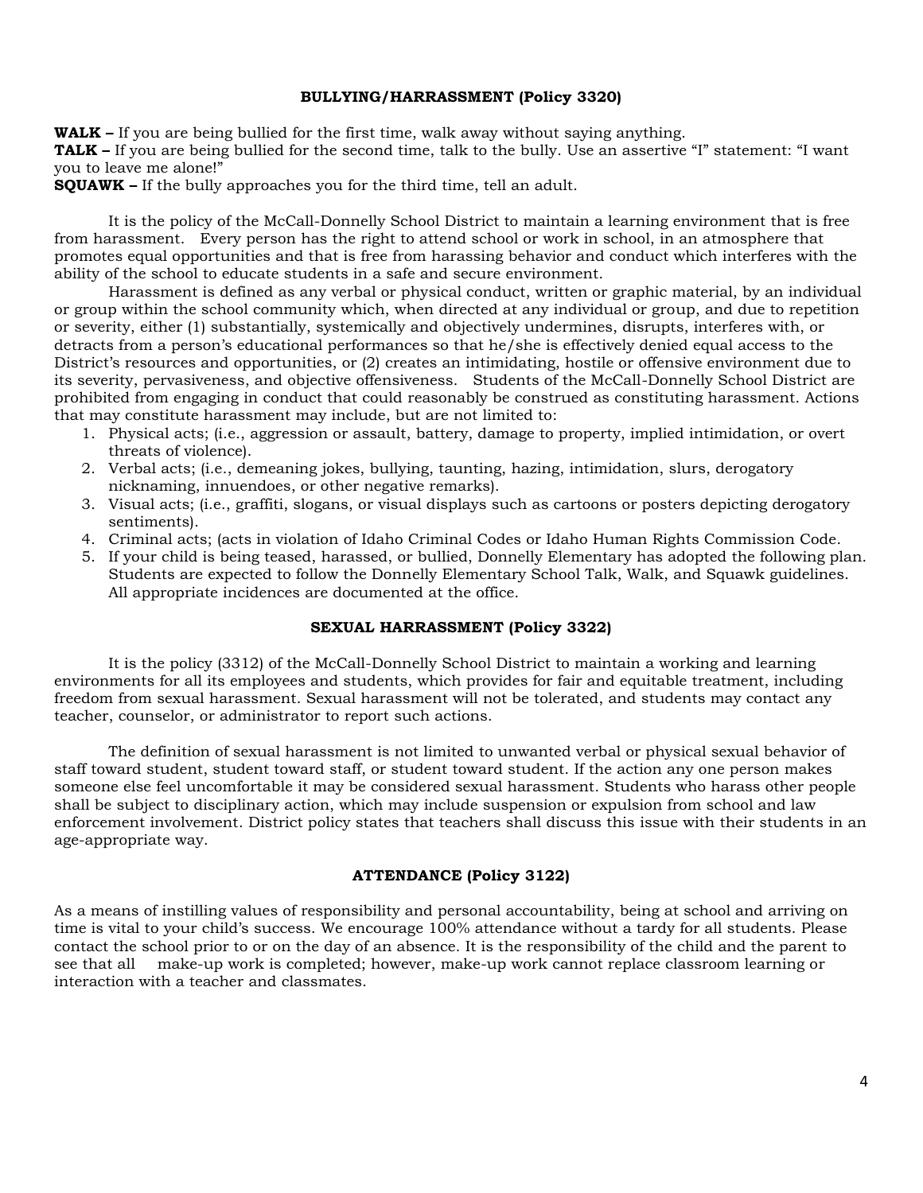## BULLYING/HARRASSMENT (Policy 3320)

**WALK –** If you are being bullied for the first time, walk away without saying anything.
**TALK –** If you are being bullied for the second time, talk to the bully. Use an assertive "I" statement: "I want you to leave me alone!"
**SQUAWK –** If the bully approaches you for the third time, tell an adult.

It is the policy of the McCall-Donnelly School District to maintain a learning environment that is free from harassment. Every person has the right to attend school or work in school, in an atmosphere that promotes equal opportunities and that is free from harassing behavior and conduct which interferes with the ability of the school to educate students in a safe and secure environment.

Harassment is defined as any verbal or physical conduct, written or graphic material, by an individual or group within the school community which, when directed at any individual or group, and due to repetition or severity, either (1) substantially, systemically and objectively undermines, disrupts, interferes with, or detracts from a person's educational performances so that he/she is effectively denied equal access to the District's resources and opportunities, or (2) creates an intimidating, hostile or offensive environment due to its severity, pervasiveness, and objective offensiveness. Students of the McCall-Donnelly School District are prohibited from engaging in conduct that could reasonably be construed as constituting harassment. Actions that may constitute harassment may include, but are not limited to:

1. Physical acts; (i.e., aggression or assault, battery, damage to property, implied intimidation, or overt threats of violence).
2. Verbal acts; (i.e., demeaning jokes, bullying, taunting, hazing, intimidation, slurs, derogatory nicknaming, innuendoes, or other negative remarks).
3. Visual acts; (i.e., graffiti, slogans, or visual displays such as cartoons or posters depicting derogatory sentiments).
4. Criminal acts; (acts in violation of Idaho Criminal Codes or Idaho Human Rights Commission Code.
5. If your child is being teased, harassed, or bullied, Donnelly Elementary has adopted the following plan. Students are expected to follow the Donnelly Elementary School Talk, Walk, and Squawk guidelines. All appropriate incidences are documented at the office.

## SEXUAL HARRASSMENT (Policy 3322)

It is the policy (3312) of the McCall-Donnelly School District to maintain a working and learning environments for all its employees and students, which provides for fair and equitable treatment, including freedom from sexual harassment. Sexual harassment will not be tolerated, and students may contact any teacher, counselor, or administrator to report such actions.

The definition of sexual harassment is not limited to unwanted verbal or physical sexual behavior of staff toward student, student toward staff, or student toward student. If the action any one person makes someone else feel uncomfortable it may be considered sexual harassment. Students who harass other people shall be subject to disciplinary action, which may include suspension or expulsion from school and law enforcement involvement. District policy states that teachers shall discuss this issue with their students in an age-appropriate way.

## ATTENDANCE (Policy 3122)

As a means of instilling values of responsibility and personal accountability, being at school and arriving on time is vital to your child's success. We encourage 100% attendance without a tardy for all students. Please contact the school prior to or on the day of an absence. It is the responsibility of the child and the parent to see that all make-up work is completed; however, make-up work cannot replace classroom learning or interaction with a teacher and classmates.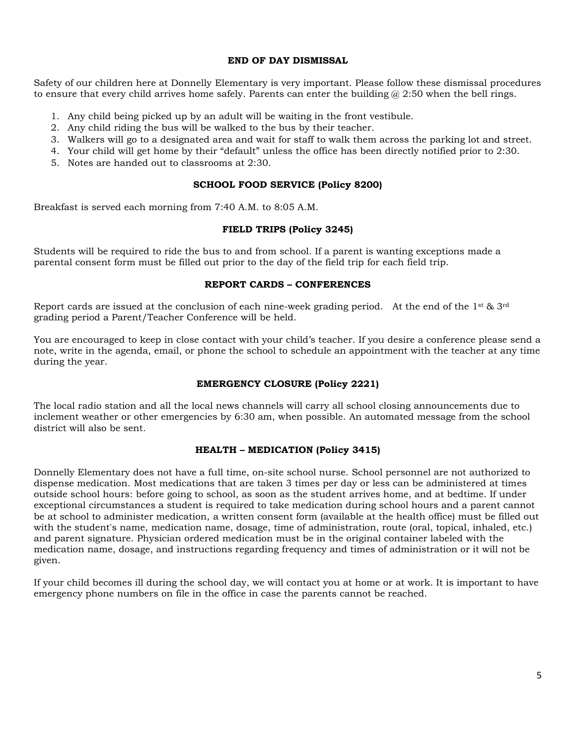## END OF DAY DISMISSAL

Safety of our children here at Donnelly Elementary is very important. Please follow these dismissal procedures to ensure that every child arrives home safely. Parents can enter the building @ 2:50 when the bell rings.

1. Any child being picked up by an adult will be waiting in the front vestibule.
2. Any child riding the bus will be walked to the bus by their teacher.
3. Walkers will go to a designated area and wait for staff to walk them across the parking lot and street.
4. Your child will get home by their "default" unless the office has been directly notified prior to 2:30.
5. Notes are handed out to classrooms at 2:30.

## SCHOOL FOOD SERVICE (Policy 8200)

Breakfast is served each morning from 7:40 A.M. to 8:05 A.M.

## FIELD TRIPS (Policy 3245)

Students will be required to ride the bus to and from school. If a parent is wanting exceptions made a parental consent form must be filled out prior to the day of the field trip for each field trip.

## REPORT CARDS – CONFERENCES

Report cards are issued at the conclusion of each nine-week grading period. At the end of the 1st & 3rd grading period a Parent/Teacher Conference will be held.

You are encouraged to keep in close contact with your child's teacher. If you desire a conference please send a note, write in the agenda, email, or phone the school to schedule an appointment with the teacher at any time during the year.

## EMERGENCY CLOSURE (Policy 2221)

The local radio station and all the local news channels will carry all school closing announcements due to inclement weather or other emergencies by 6:30 am, when possible. An automated message from the school district will also be sent.

## HEALTH – MEDICATION (Policy 3415)

Donnelly Elementary does not have a full time, on-site school nurse. School personnel are not authorized to dispense medication. Most medications that are taken 3 times per day or less can be administered at times outside school hours: before going to school, as soon as the student arrives home, and at bedtime. If under exceptional circumstances a student is required to take medication during school hours and a parent cannot be at school to administer medication, a written consent form (available at the health office) must be filled out with the student's name, medication name, dosage, time of administration, route (oral, topical, inhaled, etc.) and parent signature. Physician ordered medication must be in the original container labeled with the medication name, dosage, and instructions regarding frequency and times of administration or it will not be given.

If your child becomes ill during the school day, we will contact you at home or at work. It is important to have emergency phone numbers on file in the office in case the parents cannot be reached.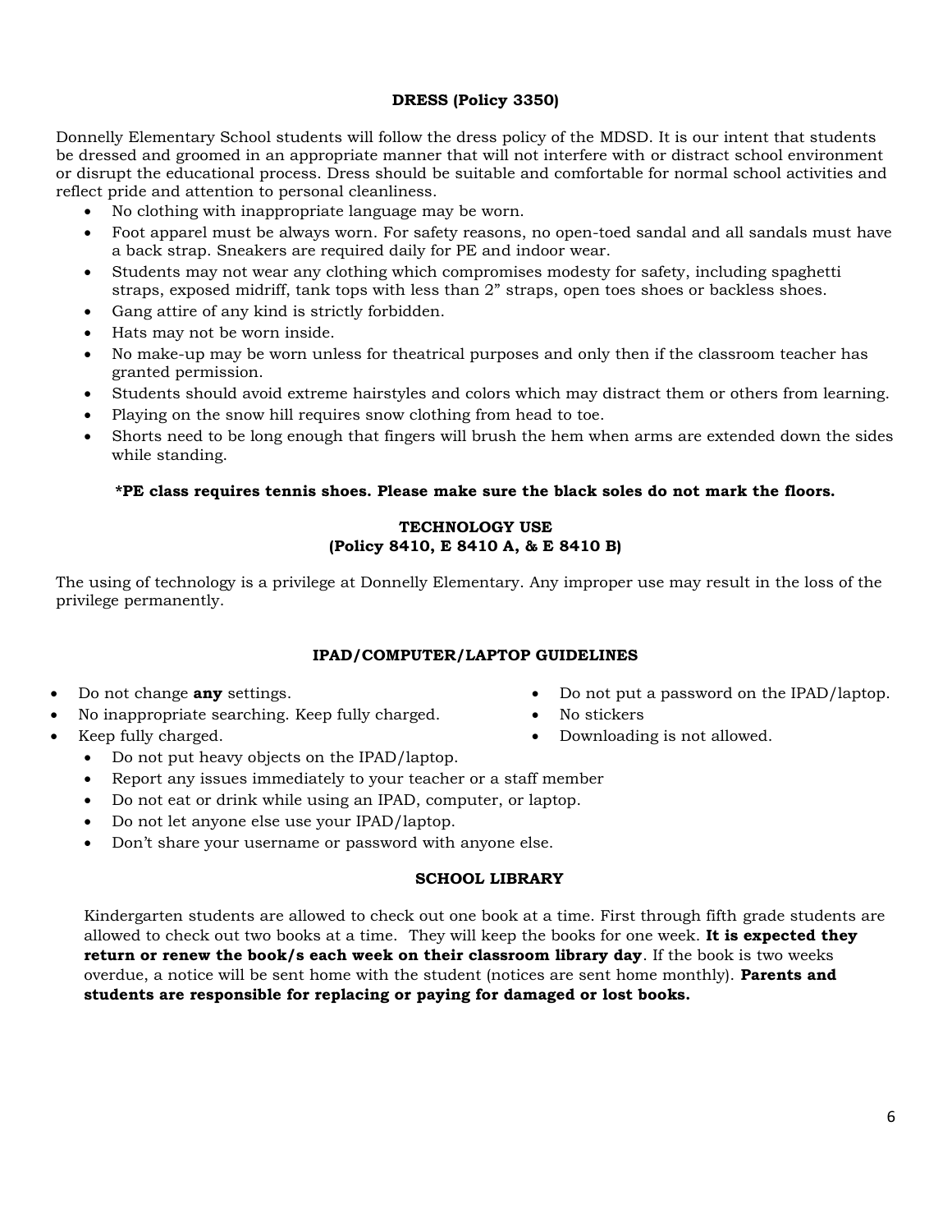## DRESS (Policy 3350)

Donnelly Elementary School students will follow the dress policy of the MDSD. It is our intent that students be dressed and groomed in an appropriate manner that will not interfere with or distract school environment or disrupt the educational process. Dress should be suitable and comfortable for normal school activities and reflect pride and attention to personal cleanliness.

- No clothing with inappropriate language may be worn.
- Foot apparel must be always worn. For safety reasons, no open-toed sandal and all sandals must have a back strap. Sneakers are required daily for PE and indoor wear.
- Students may not wear any clothing which compromises modesty for safety, including spaghetti straps, exposed midriff, tank tops with less than 2" straps, open toes shoes or backless shoes.
- Gang attire of any kind is strictly forbidden.
- Hats may not be worn inside.
- No make-up may be worn unless for theatrical purposes and only then if the classroom teacher has granted permission.
- Students should avoid extreme hairstyles and colors which may distract them or others from learning.
- Playing on the snow hill requires snow clothing from head to toe.
- Shorts need to be long enough that fingers will brush the hem when arms are extended down the sides while standing.

**\*PE class requires tennis shoes. Please make sure the black soles do not mark the floors.**

## TECHNOLOGY USE
## (Policy 8410, E 8410 A, & E 8410 B)

The using of technology is a privilege at Donnelly Elementary. Any improper use may result in the loss of the privilege permanently.

## IPAD/COMPUTER/LAPTOP GUIDELINES

- Do not change **any** settings.
- No inappropriate searching. Keep fully charged.
- Keep fully charged.
- Do not put a password on the IPAD/laptop.
- No stickers
- Downloading is not allowed.
- Do not put heavy objects on the IPAD/laptop.
- Report any issues immediately to your teacher or a staff member
- Do not eat or drink while using an IPAD, computer, or laptop.
- Do not let anyone else use your IPAD/laptop.
- Don't share your username or password with anyone else.

## SCHOOL LIBRARY

Kindergarten students are allowed to check out one book at a time. First through fifth grade students are allowed to check out two books at a time. They will keep the books for one week. **It is expected they return or renew the book/s each week on their classroom library day**. If the book is two weeks overdue, a notice will be sent home with the student (notices are sent home monthly). **Parents and students are responsible for replacing or paying for damaged or lost books.**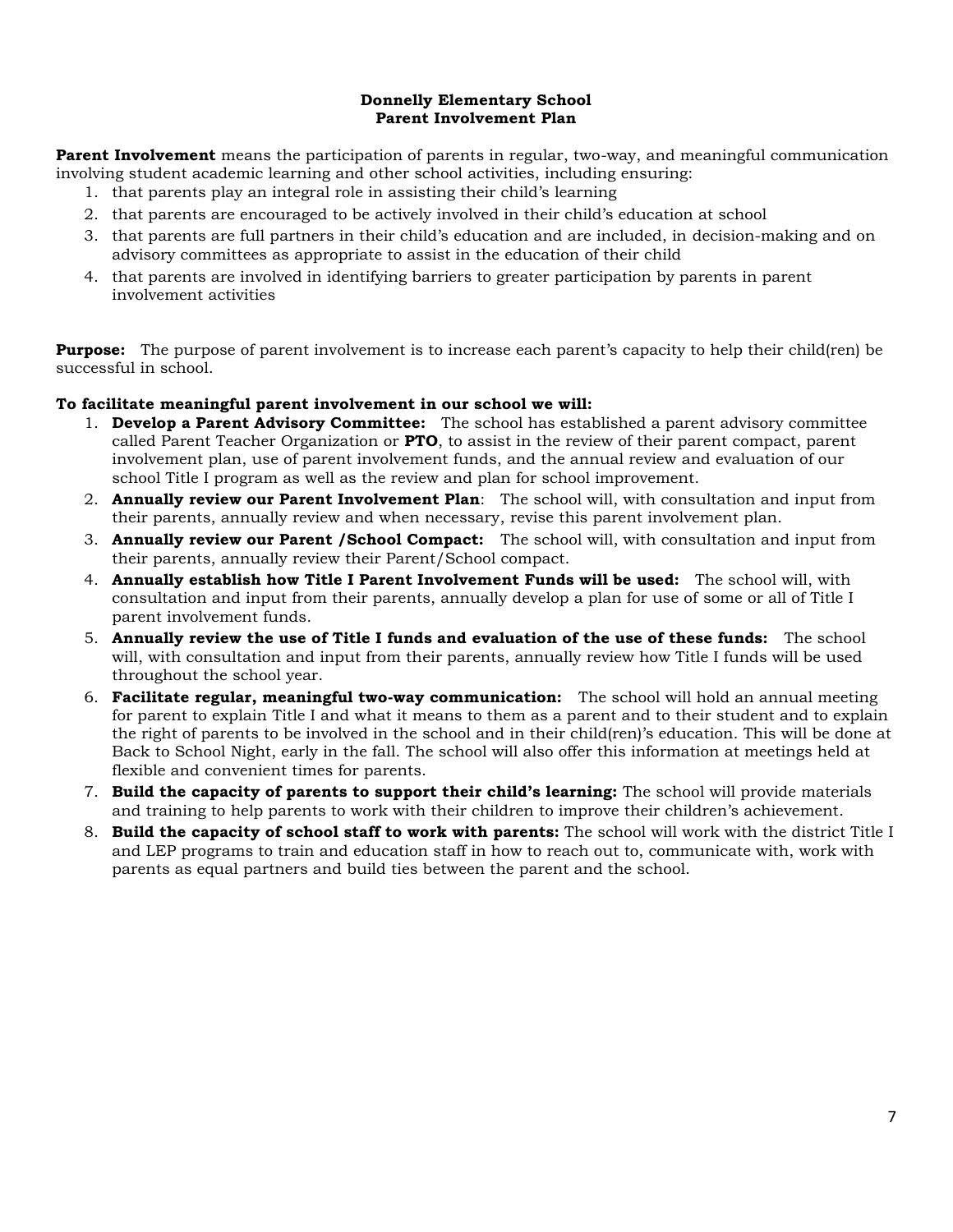**Donnelly Elementary School**
**Parent Involvement Plan**

**Parent Involvement** means the participation of parents in regular, two-way, and meaningful communication involving student academic learning and other school activities, including ensuring:

1. that parents play an integral role in assisting their child's learning
2. that parents are encouraged to be actively involved in their child's education at school
3. that parents are full partners in their child's education and are included, in decision-making and on advisory committees as appropriate to assist in the education of their child
4. that parents are involved in identifying barriers to greater participation by parents in parent involvement activities

**Purpose:** The purpose of parent involvement is to increase each parent's capacity to help their child(ren) be successful in school.

**To facilitate meaningful parent involvement in our school we will:**

1. **Develop a Parent Advisory Committee:** The school has established a parent advisory committee called Parent Teacher Organization or **PTO**, to assist in the review of their parent compact, parent involvement plan, use of parent involvement funds, and the annual review and evaluation of our school Title I program as well as the review and plan for school improvement.
2. **Annually review our Parent Involvement Plan**: The school will, with consultation and input from their parents, annually review and when necessary, revise this parent involvement plan.
3. **Annually review our Parent /School Compact:** The school will, with consultation and input from their parents, annually review their Parent/School compact.
4. **Annually establish how Title I Parent Involvement Funds will be used:** The school will, with consultation and input from their parents, annually develop a plan for use of some or all of Title I parent involvement funds.
5. **Annually review the use of Title I funds and evaluation of the use of these funds:** The school will, with consultation and input from their parents, annually review how Title I funds will be used throughout the school year.
6. **Facilitate regular, meaningful two-way communication:** The school will hold an annual meeting for parent to explain Title I and what it means to them as a parent and to their student and to explain the right of parents to be involved in the school and in their child(ren)'s education. This will be done at Back to School Night, early in the fall. The school will also offer this information at meetings held at flexible and convenient times for parents.
7. **Build the capacity of parents to support their child's learning:** The school will provide materials and training to help parents to work with their children to improve their children's achievement.
8. **Build the capacity of school staff to work with parents:** The school will work with the district Title I and LEP programs to train and education staff in how to reach out to, communicate with, work with parents as equal partners and build ties between the parent and the school.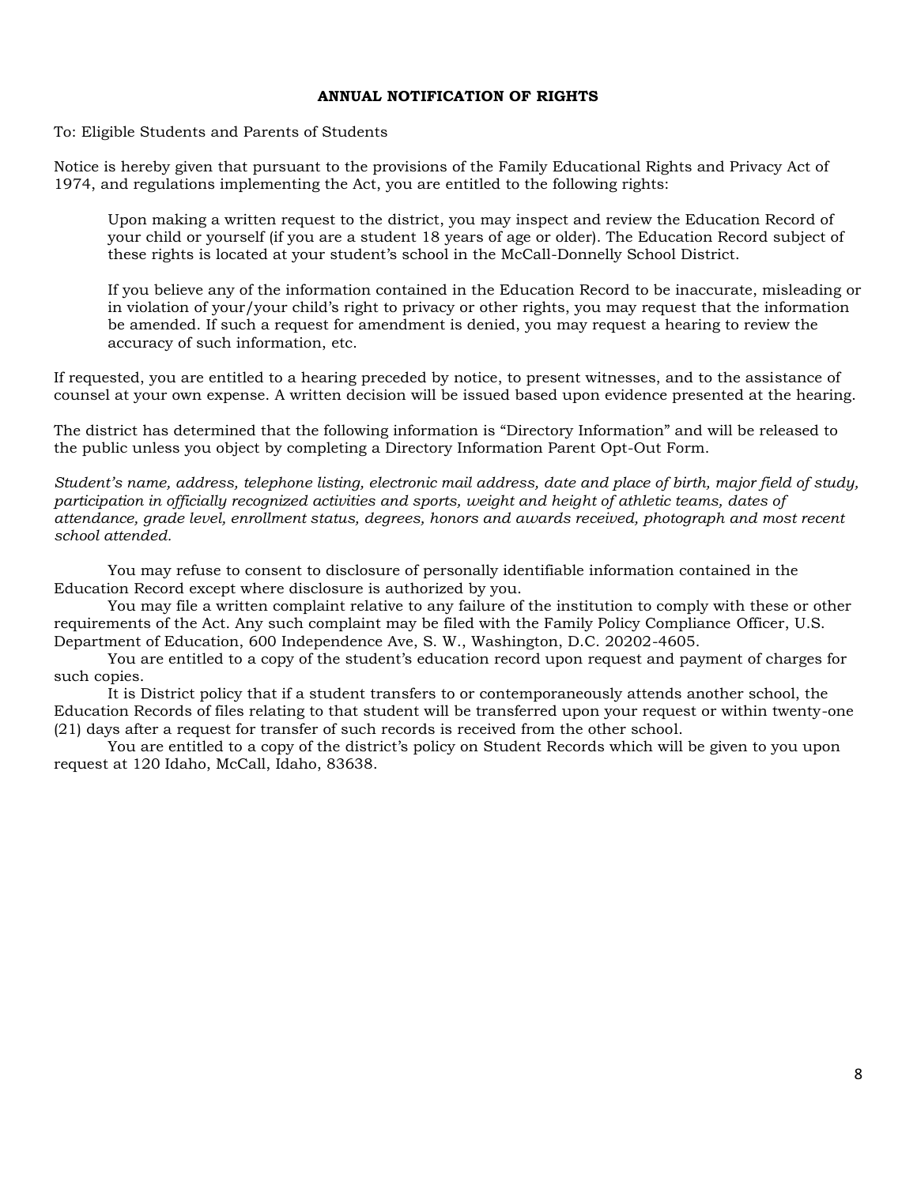**ANNUAL NOTIFICATION OF RIGHTS**

To: Eligible Students and Parents of Students

Notice is hereby given that pursuant to the provisions of the Family Educational Rights and Privacy Act of 1974, and regulations implementing the Act, you are entitled to the following rights:

> Upon making a written request to the district, you may inspect and review the Education Record of your child or yourself (if you are a student 18 years of age or older). The Education Record subject of these rights is located at your student's school in the McCall-Donnelly School District.
>
> If you believe any of the information contained in the Education Record to be inaccurate, misleading or in violation of your/your child's right to privacy or other rights, you may request that the information be amended. If such a request for amendment is denied, you may request a hearing to review the accuracy of such information, etc.

If requested, you are entitled to a hearing preceded by notice, to present witnesses, and to the assistance of counsel at your own expense. A written decision will be issued based upon evidence presented at the hearing.

The district has determined that the following information is "Directory Information" and will be released to the public unless you object by completing a Directory Information Parent Opt-Out Form.

*Student's name, address, telephone listing, electronic mail address, date and place of birth, major field of study, participation in officially recognized activities and sports, weight and height of athletic teams, dates of attendance, grade level, enrollment status, degrees, honors and awards received, photograph and most recent school attended.*

You may refuse to consent to disclosure of personally identifiable information contained in the Education Record except where disclosure is authorized by you.

You may file a written complaint relative to any failure of the institution to comply with these or other requirements of the Act. Any such complaint may be filed with the Family Policy Compliance Officer, U.S. Department of Education, 600 Independence Ave, S. W., Washington, D.C. 20202-4605.

You are entitled to a copy of the student's education record upon request and payment of charges for such copies.

It is District policy that if a student transfers to or contemporaneously attends another school, the Education Records of files relating to that student will be transferred upon your request or within twenty-one (21) days after a request for transfer of such records is received from the other school.

You are entitled to a copy of the district's policy on Student Records which will be given to you upon request at 120 Idaho, McCall, Idaho, 83638.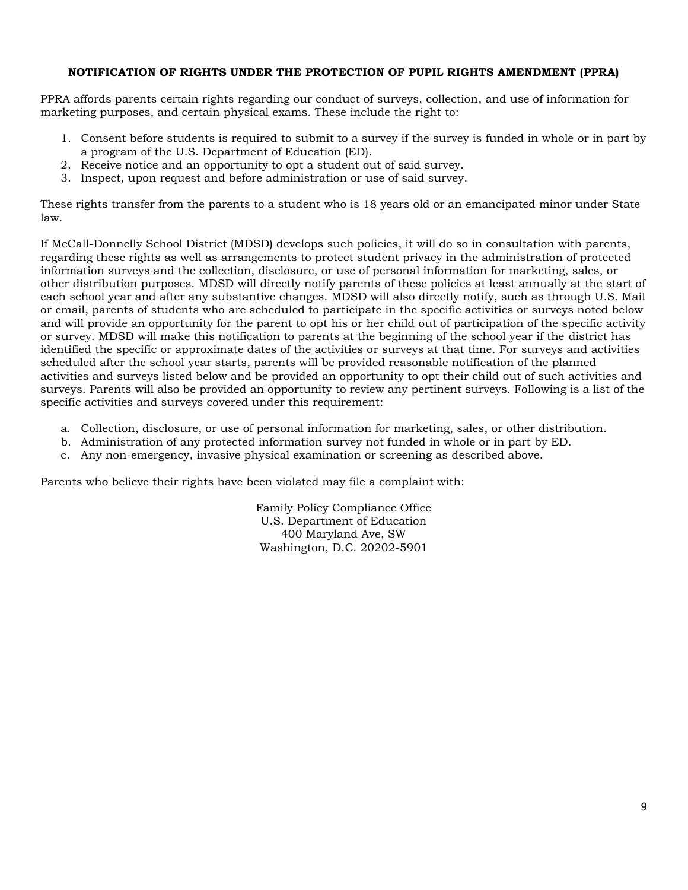**NOTIFICATION OF RIGHTS UNDER THE PROTECTION OF PUPIL RIGHTS AMENDMENT (PPRA)**

PPRA affords parents certain rights regarding our conduct of surveys, collection, and use of information for marketing purposes, and certain physical exams. These include the right to:

1. Consent before students is required to submit to a survey if the survey is funded in whole or in part by a program of the U.S. Department of Education (ED).
2. Receive notice and an opportunity to opt a student out of said survey.
3. Inspect, upon request and before administration or use of said survey.

These rights transfer from the parents to a student who is 18 years old or an emancipated minor under State law.

If McCall-Donnelly School District (MDSD) develops such policies, it will do so in consultation with parents, regarding these rights as well as arrangements to protect student privacy in the administration of protected information surveys and the collection, disclosure, or use of personal information for marketing, sales, or other distribution purposes. MDSD will directly notify parents of these policies at least annually at the start of each school year and after any substantive changes. MDSD will also directly notify, such as through U.S. Mail or email, parents of students who are scheduled to participate in the specific activities or surveys noted below and will provide an opportunity for the parent to opt his or her child out of participation of the specific activity or survey. MDSD will make this notification to parents at the beginning of the school year if the district has identified the specific or approximate dates of the activities or surveys at that time. For surveys and activities scheduled after the school year starts, parents will be provided reasonable notification of the planned activities and surveys listed below and be provided an opportunity to opt their child out of such activities and surveys. Parents will also be provided an opportunity to review any pertinent surveys. Following is a list of the specific activities and surveys covered under this requirement:

a. Collection, disclosure, or use of personal information for marketing, sales, or other distribution.
b. Administration of any protected information survey not funded in whole or in part by ED.
c. Any non-emergency, invasive physical examination or screening as described above.

Parents who believe their rights have been violated may file a complaint with:

Family Policy Compliance Office
U.S. Department of Education
400 Maryland Ave, SW
Washington, D.C. 20202-5901